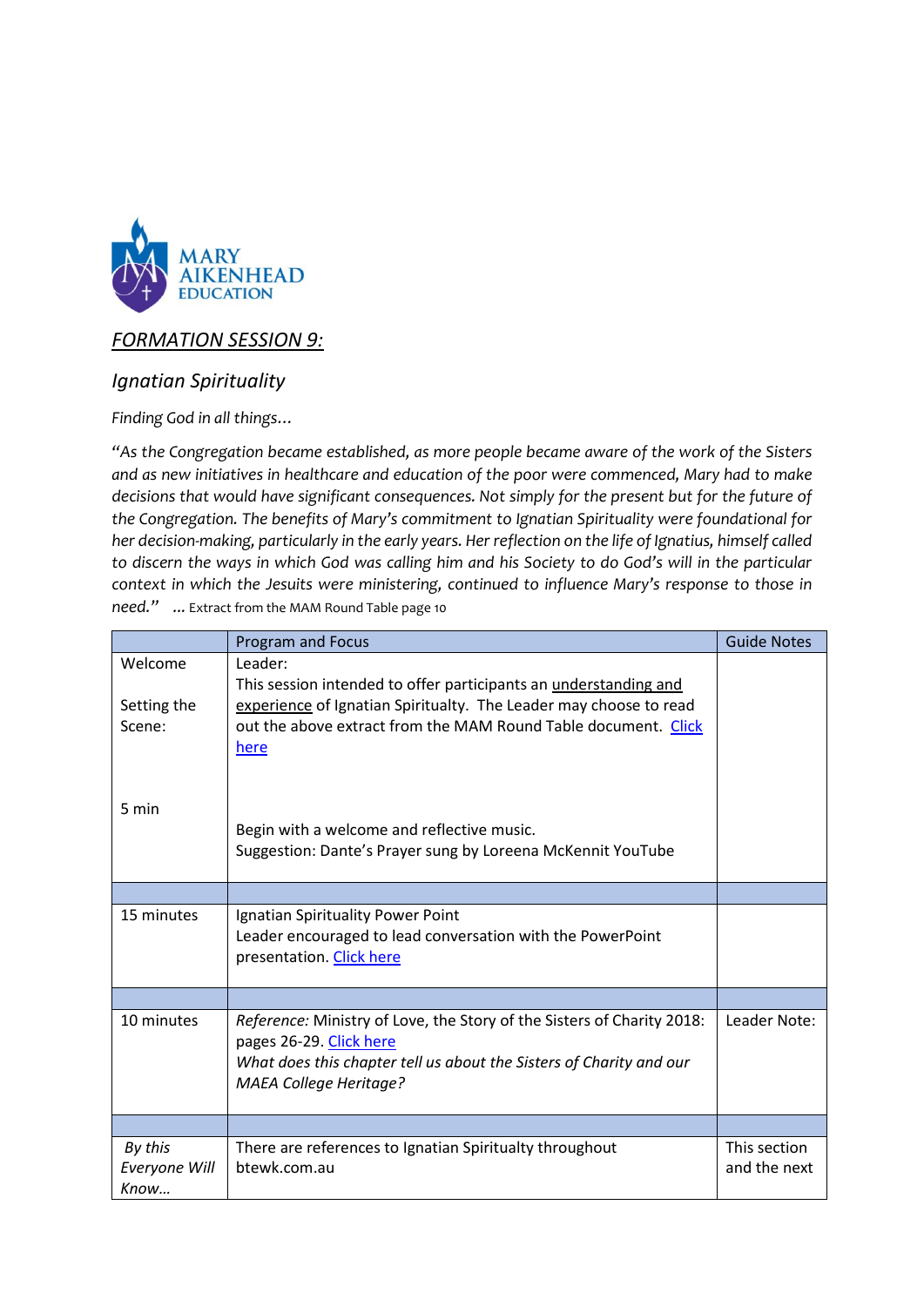MARY AIKENHEAD EDUCATION

## *FORMATION SESSION 9:*

### *Ignatian Spirituality*

*Finding God in all things…*

*"As the Congregation became established, as more people became aware of the work of the Sisters and as new initiatives in healthcare and education of the poor were commenced, Mary had to make decisions that would have significant consequences. Not simply for the present but for the future of the Congregation. The benefits of Mary's commitment to Ignatian Spirituality were foundational for her decision-making, particularly in the early years. Her reflection on the life of Ignatius, himself called to discern the ways in which God was calling him and his Society to do God's will in the particular context in which the Jesuits were ministering, continued to influence Mary's response to those in need."* … Extract from the MAM Round Table page 10

| | Program and Focus | Guide Notes |
|---|---|---|
| Welcome<br><br>Setting the Scene:<br><br><br><br>5 min | Leader:<br>This session intended to offer participants an understanding and experience of Ignatian Spiritualty. The Leader may choose to read out the above extract from the MAM Round Table document. Click here<br><br><br>Begin with a welcome and reflective music.<br>Suggestion: Dante's Prayer sung by Loreena McKennit YouTube | |
| | | |
| 15 minutes | Ignatian Spirituality Power Point<br>Leader encouraged to lead conversation with the PowerPoint presentation. Click here | |
| | | |
| 10 minutes | *Reference:* Ministry of Love, the Story of the Sisters of Charity 2018: pages 26-29. Click here<br>*What does this chapter tell us about the Sisters of Charity and our MAEA College Heritage?* | Leader Note: |
| | | |
| *By this Everyone Will Know…* | There are references to Ignatian Spiritualty throughout btewk.com.au | This section and the next |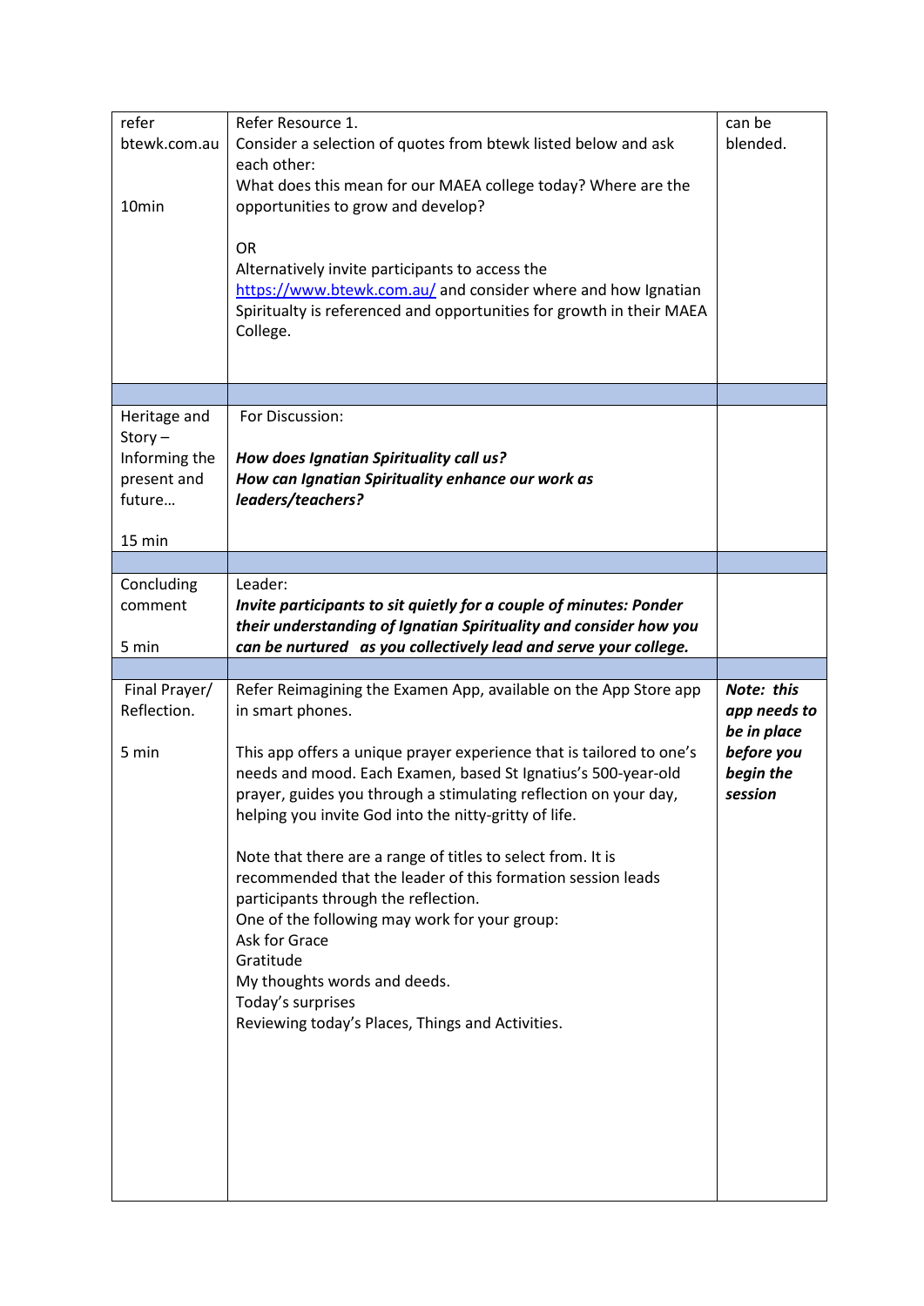| | | |
|---|---|---|
| refer btewk.com.au<br><br>10min | Refer Resource 1.<br>Consider a selection of quotes from btewk listed below and ask each other:<br>What does this mean for our MAEA college today? Where are the opportunities to grow and develop?<br><br>OR<br>Alternatively invite participants to access the [https://www.btewk.com.au/](https://www.btewk.com.au/) and consider where and how Ignatian Spiritualty is referenced and opportunities for growth in their MAEA College. | can be blended. |
| | | |
| Heritage and Story – Informing the present and future…<br><br>15 min | For Discussion:<br><br>***How does Ignatian Spirituality call us?***<br>***How can Ignatian Spirituality enhance our work as leaders/teachers?*** | |
| | | |
| Concluding comment<br><br>5 min | Leader:<br>***Invite participants to sit quietly for a couple of minutes: Ponder their understanding of Ignatian Spirituality and consider how you can be nurtured as you collectively lead and serve your college.*** | |
| | | |
| Final Prayer/ Reflection.<br><br>5 min | Refer Reimagining the Examen App, available on the App Store app in smart phones.<br><br>This app offers a unique prayer experience that is tailored to one's needs and mood. Each Examen, based St Ignatius's 500-year-old prayer, guides you through a stimulating reflection on your day, helping you invite God into the nitty-gritty of life.<br><br>Note that there are a range of titles to select from. It is recommended that the leader of this formation session leads participants through the reflection.<br>One of the following may work for your group:<br>Ask for Grace<br>Gratitude<br>My thoughts words and deeds.<br>Today's surprises<br>Reviewing today's Places, Things and Activities. | ***Note: this app needs to be in place before you begin the session*** |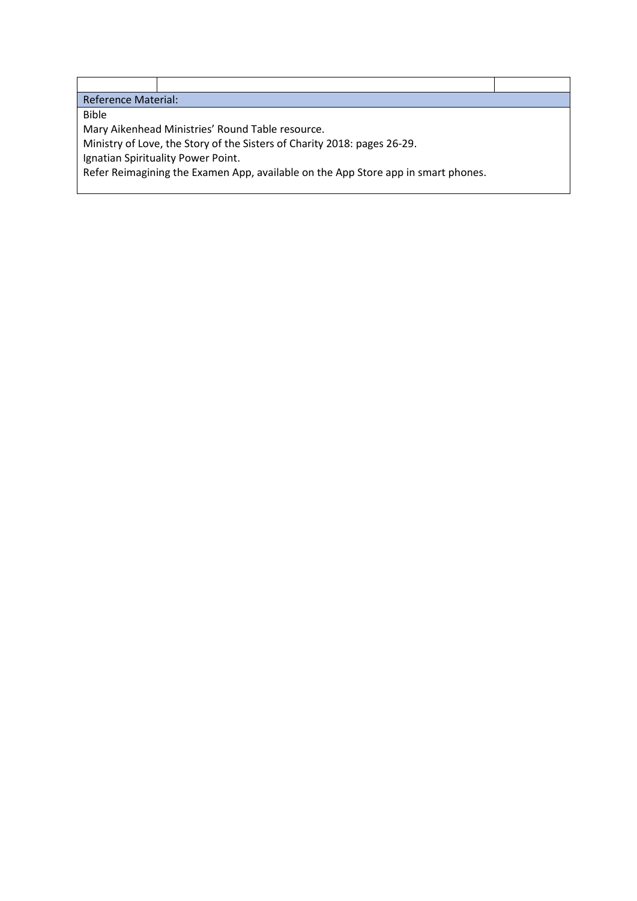| | | |
|---|---|---|
| **Reference Material:** | | |
| Bible<br>Mary Aikenhead Ministries' Round Table resource.<br>Ministry of Love, the Story of the Sisters of Charity 2018: pages 26-29.<br>Ignatian Spirituality Power Point.<br>Refer Reimagining the Examen App, available on the App Store app in smart phones. | | |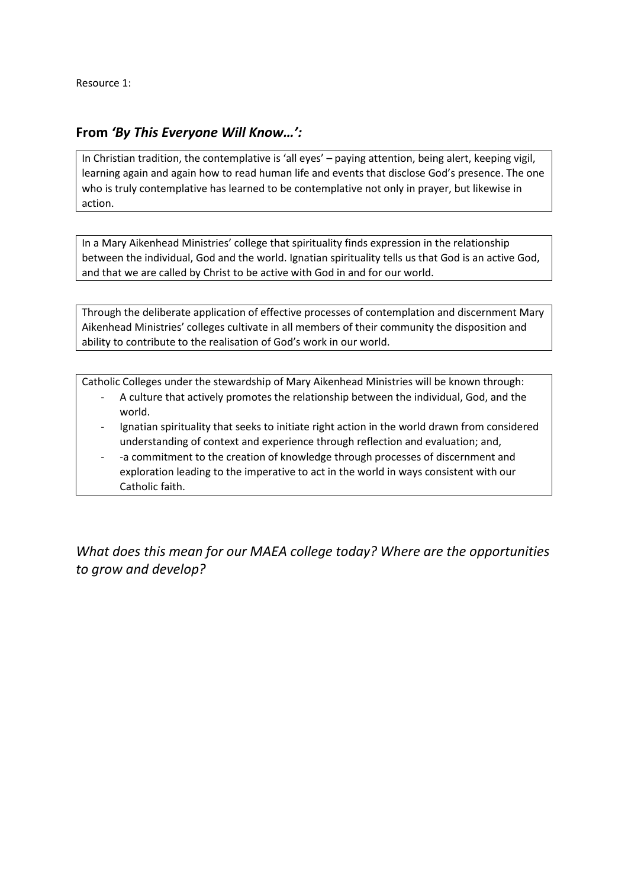Resource 1:

## From *'By This Everyone Will Know…':*

In Christian tradition, the contemplative is 'all eyes' – paying attention, being alert, keeping vigil, learning again and again how to read human life and events that disclose God's presence. The one who is truly contemplative has learned to be contemplative not only in prayer, but likewise in action.

In a Mary Aikenhead Ministries' college that spirituality finds expression in the relationship between the individual, God and the world. Ignatian spirituality tells us that God is an active God, and that we are called by Christ to be active with God in and for our world.

Through the deliberate application of effective processes of contemplation and discernment Mary Aikenhead Ministries' colleges cultivate in all members of their community the disposition and ability to contribute to the realisation of God's work in our world.

Catholic Colleges under the stewardship of Mary Aikenhead Ministries will be known through:

- A culture that actively promotes the relationship between the individual, God, and the world.
- Ignatian spirituality that seeks to initiate right action in the world drawn from considered understanding of context and experience through reflection and evaluation; and,
- -a commitment to the creation of knowledge through processes of discernment and exploration leading to the imperative to act in the world in ways consistent with our Catholic faith.

*What does this mean for our MAEA college today? Where are the opportunities to grow and develop?*